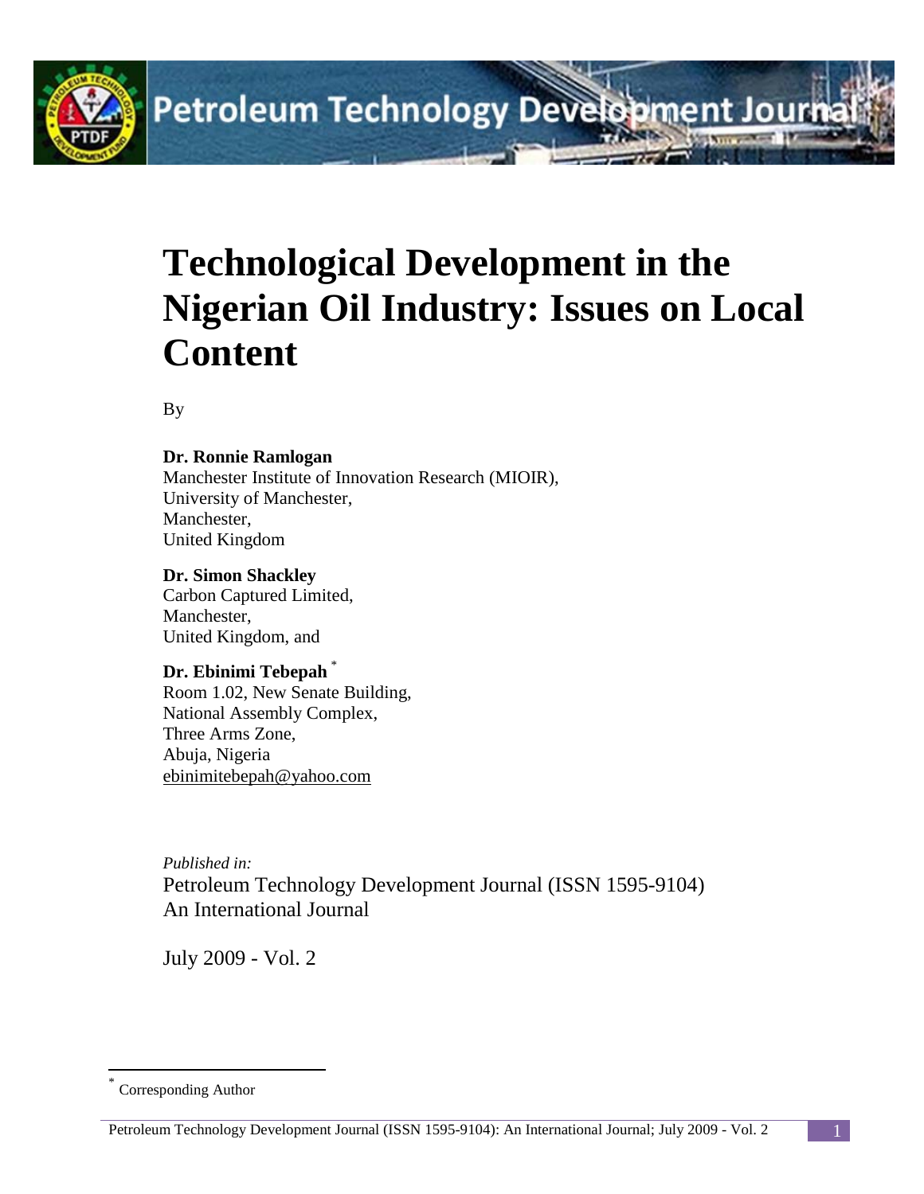# Technological Development in the Nigerian Oil Industry: Issues on Local Content

By

**Dr. Ronnie Ramlogan**
Manchester Institute of Innovation Research (MIOIR),
University of Manchester,
Manchester,
United Kingdom

**Dr. Simon Shackley**
Carbon Captured Limited,
Manchester,
United Kingdom, and

**Dr. Ebinimi Tebepah** [*]
Room 1.02, New Senate Building,
National Assembly Complex,
Three Arms Zone,
Abuja, Nigeria
ebinimitebepah@yahoo.com

*Published in:*
Petroleum Technology Development Journal (ISSN 1595-9104)
An International Journal

July 2009 - Vol. 2

---

[*] Corresponding Author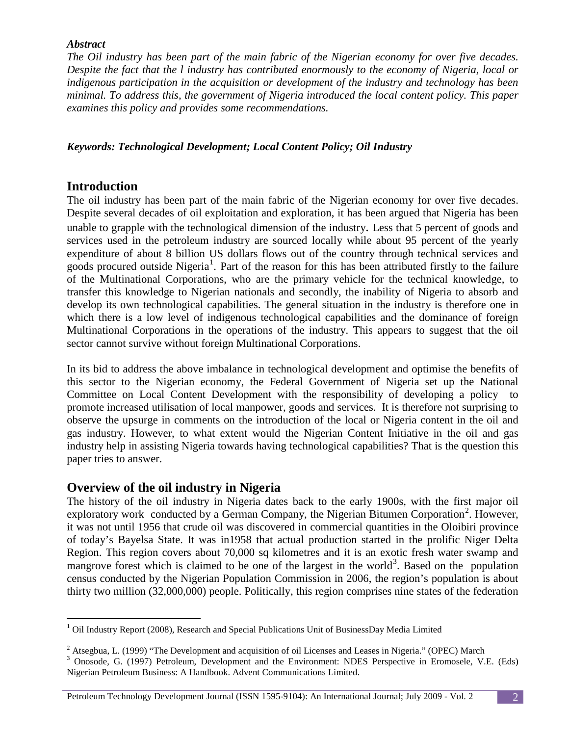***Abstract***

*The Oil industry has been part of the main fabric of the Nigerian economy for over five decades. Despite the fact that the l industry has contributed enormously to the economy of Nigeria, local or indigenous participation in the acquisition or development of the industry and technology has been minimal. To address this, the government of Nigeria introduced the local content policy. This paper examines this policy and provides some recommendations.*

***Keywords: Technological Development; Local Content Policy; Oil Industry***

## Introduction

The oil industry has been part of the main fabric of the Nigerian economy for over five decades. Despite several decades of oil exploitation and exploration, it has been argued that Nigeria has been unable to grapple with the technological dimension of the industry. Less that 5 percent of goods and services used in the petroleum industry are sourced locally while about 95 percent of the yearly expenditure of about 8 billion US dollars flows out of the country through technical services and goods procured outside Nigeria[1]. Part of the reason for this has been attributed firstly to the failure of the Multinational Corporations, who are the primary vehicle for the technical knowledge, to transfer this knowledge to Nigerian nationals and secondly, the inability of Nigeria to absorb and develop its own technological capabilities. The general situation in the industry is therefore one in which there is a low level of indigenous technological capabilities and the dominance of foreign Multinational Corporations in the operations of the industry. This appears to suggest that the oil sector cannot survive without foreign Multinational Corporations.

In its bid to address the above imbalance in technological development and optimise the benefits of this sector to the Nigerian economy, the Federal Government of Nigeria set up the National Committee on Local Content Development with the responsibility of developing a policy to promote increased utilisation of local manpower, goods and services. It is therefore not surprising to observe the upsurge in comments on the introduction of the local or Nigeria content in the oil and gas industry. However, to what extent would the Nigerian Content Initiative in the oil and gas industry help in assisting Nigeria towards having technological capabilities? That is the question this paper tries to answer.

## Overview of the oil industry in Nigeria

The history of the oil industry in Nigeria dates back to the early 1900s, with the first major oil exploratory work conducted by a German Company, the Nigerian Bitumen Corporation[2]. However, it was not until 1956 that crude oil was discovered in commercial quantities in the Oloibiri province of today's Bayelsa State. It was in1958 that actual production started in the prolific Niger Delta Region. This region covers about 70,000 sq kilometres and it is an exotic fresh water swamp and mangrove forest which is claimed to be one of the largest in the world[3]. Based on the population census conducted by the Nigerian Population Commission in 2006, the region's population is about thirty two million (32,000,000) people. Politically, this region comprises nine states of the federation

---

[1] Oil Industry Report (2008), Research and Special Publications Unit of BusinessDay Media Limited

[2] Atsegbua, L. (1999) "The Development and acquisition of oil Licenses and Leases in Nigeria." (OPEC) March

[3] Onosode, G. (1997) Petroleum, Development and the Environment: NDES Perspective in Eromosele, V.E. (Eds) Nigerian Petroleum Business: A Handbook. Advent Communications Limited.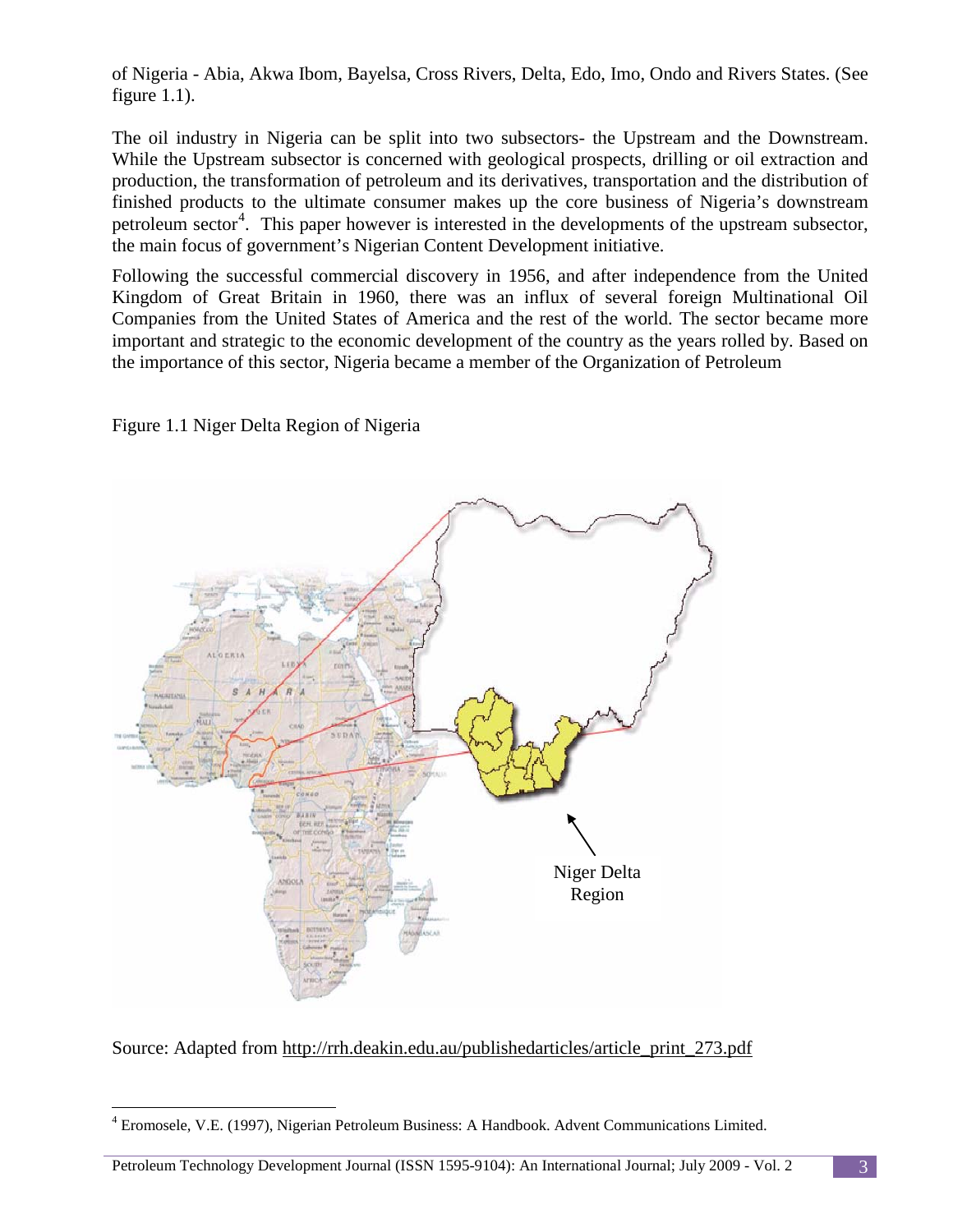of Nigeria - Abia, Akwa Ibom, Bayelsa, Cross Rivers, Delta, Edo, Imo, Ondo and Rivers States. (See figure 1.1).

The oil industry in Nigeria can be split into two subsectors- the Upstream and the Downstream. While the Upstream subsector is concerned with geological prospects, drilling or oil extraction and production, the transformation of petroleum and its derivatives, transportation and the distribution of finished products to the ultimate consumer makes up the core business of Nigeria's downstream petroleum sector[4]. This paper however is interested in the developments of the upstream subsector, the main focus of government's Nigerian Content Development initiative.

Following the successful commercial discovery in 1956, and after independence from the United Kingdom of Great Britain in 1960, there was an influx of several foreign Multinational Oil Companies from the United States of America and the rest of the world. The sector became more important and strategic to the economic development of the country as the years rolled by. Based on the importance of this sector, Nigeria became a member of the Organization of Petroleum

Figure 1.1 Niger Delta Region of Nigeria

Source: Adapted from http://rrh.deakin.edu.au/publishedarticles/article_print_273.pdf

[4] Eromosele, V.E. (1997), Nigerian Petroleum Business: A Handbook. Advent Communications Limited.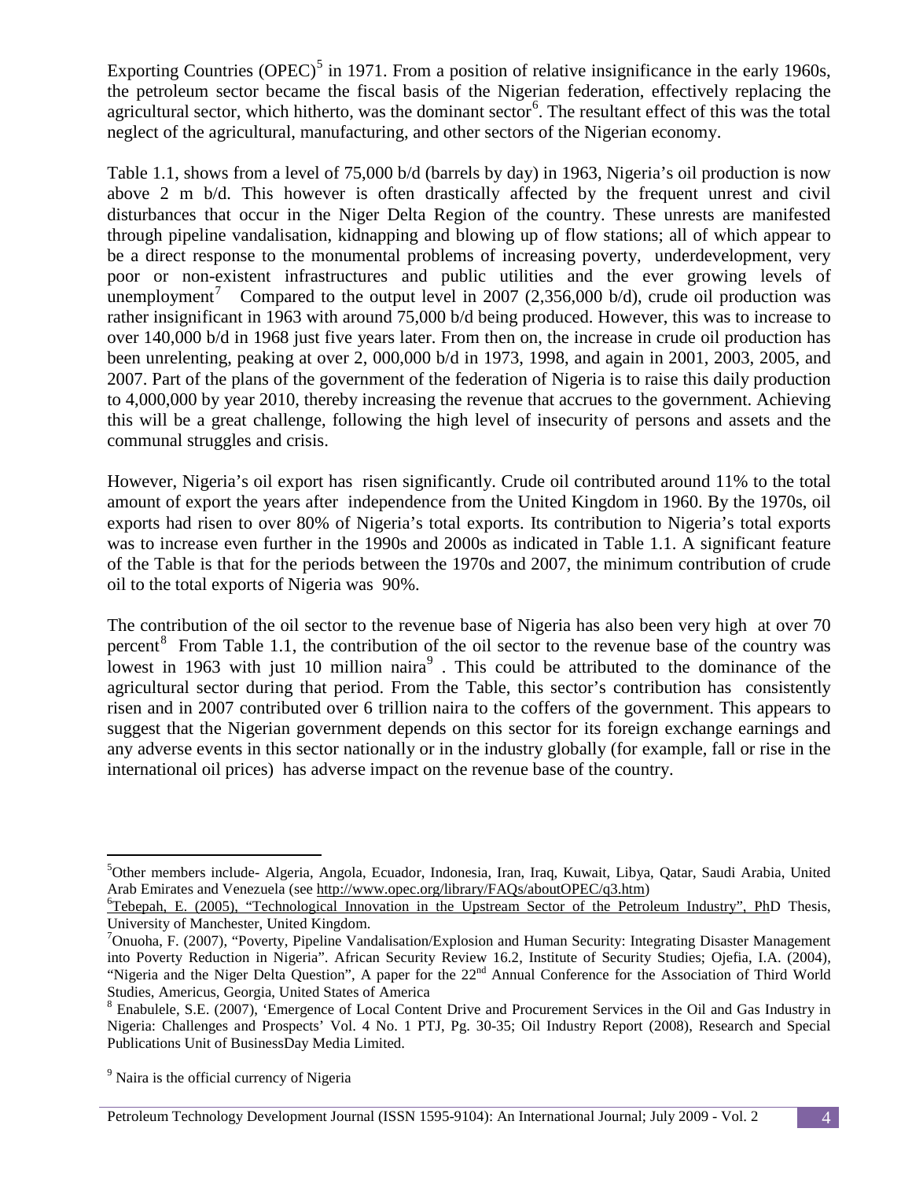Exporting Countries (OPEC)[5] in 1971. From a position of relative insignificance in the early 1960s, the petroleum sector became the fiscal basis of the Nigerian federation, effectively replacing the agricultural sector, which hitherto, was the dominant sector[6]. The resultant effect of this was the total neglect of the agricultural, manufacturing, and other sectors of the Nigerian economy.

Table 1.1, shows from a level of 75,000 b/d (barrels by day) in 1963, Nigeria's oil production is now above 2 m b/d. This however is often drastically affected by the frequent unrest and civil disturbances that occur in the Niger Delta Region of the country. These unrests are manifested through pipeline vandalisation, kidnapping and blowing up of flow stations; all of which appear to be a direct response to the monumental problems of increasing poverty, underdevelopment, very poor or non-existent infrastructures and public utilities and the ever growing levels of unemployment[7] Compared to the output level in 2007 (2,356,000 b/d), crude oil production was rather insignificant in 1963 with around 75,000 b/d being produced. However, this was to increase to over 140,000 b/d in 1968 just five years later. From then on, the increase in crude oil production has been unrelenting, peaking at over 2, 000,000 b/d in 1973, 1998, and again in 2001, 2003, 2005, and 2007. Part of the plans of the government of the federation of Nigeria is to raise this daily production to 4,000,000 by year 2010, thereby increasing the revenue that accrues to the government. Achieving this will be a great challenge, following the high level of insecurity of persons and assets and the communal struggles and crisis.

However, Nigeria's oil export has risen significantly. Crude oil contributed around 11% to the total amount of export the years after independence from the United Kingdom in 1960. By the 1970s, oil exports had risen to over 80% of Nigeria's total exports. Its contribution to Nigeria's total exports was to increase even further in the 1990s and 2000s as indicated in Table 1.1. A significant feature of the Table is that for the periods between the 1970s and 2007, the minimum contribution of crude oil to the total exports of Nigeria was 90%.

The contribution of the oil sector to the revenue base of Nigeria has also been very high at over 70 percent[8] From Table 1.1, the contribution of the oil sector to the revenue base of the country was lowest in 1963 with just 10 million naira[9] . This could be attributed to the dominance of the agricultural sector during that period. From the Table, this sector's contribution has consistently risen and in 2007 contributed over 6 trillion naira to the coffers of the government. This appears to suggest that the Nigerian government depends on this sector for its foreign exchange earnings and any adverse events in this sector nationally or in the industry globally (for example, fall or rise in the international oil prices) has adverse impact on the revenue base of the country.

---

[5]Other members include- Algeria, Angola, Ecuador, Indonesia, Iran, Iraq, Kuwait, Libya, Qatar, Saudi Arabia, United Arab Emirates and Venezuela (see http://www.opec.org/library/FAQs/aboutOPEC/q3.htm)

[6]Tebepah, E. (2005), "Technological Innovation in the Upstream Sector of the Petroleum Industry", PhD Thesis, University of Manchester, United Kingdom.

[7]Onuoha, F. (2007), "Poverty, Pipeline Vandalisation/Explosion and Human Security: Integrating Disaster Management into Poverty Reduction in Nigeria". African Security Review 16.2, Institute of Security Studies; Ojefia, I.A. (2004), "Nigeria and the Niger Delta Question", A paper for the 22nd Annual Conference for the Association of Third World Studies, Americus, Georgia, United States of America

[8] Enabulele, S.E. (2007), 'Emergence of Local Content Drive and Procurement Services in the Oil and Gas Industry in Nigeria: Challenges and Prospects' Vol. 4 No. 1 PTJ, Pg. 30-35; Oil Industry Report (2008), Research and Special Publications Unit of BusinessDay Media Limited.

[9] Naira is the official currency of Nigeria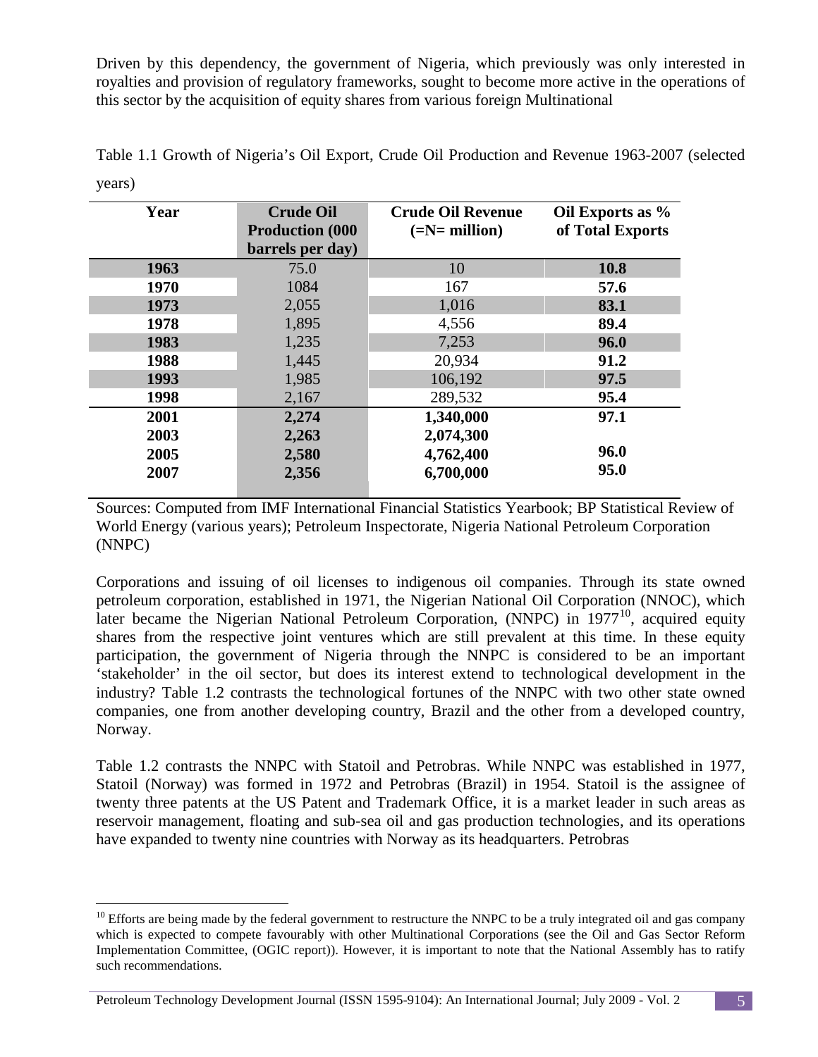Driven by this dependency, the government of Nigeria, which previously was only interested in royalties and provision of regulatory frameworks, sought to become more active in the operations of this sector by the acquisition of equity shares from various foreign Multinational

Table 1.1 Growth of Nigeria's Oil Export, Crude Oil Production and Revenue 1963-2007 (selected years)

| Year | Crude Oil Production (000 barrels per day) | Crude Oil Revenue (=N= million) | Oil Exports as % of Total Exports |
|---|---|---|---|
| **1963** | 75.0 | 10 | **10.8** |
| **1970** | 1084 | 167 | **57.6** |
| **1973** | 2,055 | 1,016 | **83.1** |
| **1978** | 1,895 | 4,556 | **89.4** |
| **1983** | 1,235 | 7,253 | **96.0** |
| **1988** | 1,445 | 20,934 | **91.2** |
| **1993** | 1,985 | 106,192 | **97.5** |
| **1998** | 2,167 | 289,532 | **95.4** |
| **2001** | **2,274** | **1,340,000** | **97.1** |
| **2003** | **2,263** | **2,074,300** | |
| **2005** | **2,580** | **4,762,400** | **96.0** |
| **2007** | **2,356** | **6,700,000** | **95.0** |

Sources: Computed from IMF International Financial Statistics Yearbook; BP Statistical Review of World Energy (various years); Petroleum Inspectorate, Nigeria National Petroleum Corporation (NNPC)

Corporations and issuing of oil licenses to indigenous oil companies. Through its state owned petroleum corporation, established in 1971, the Nigerian National Oil Corporation (NNOC), which later became the Nigerian National Petroleum Corporation, (NNPC) in 1977[10], acquired equity shares from the respective joint ventures which are still prevalent at this time. In these equity participation, the government of Nigeria through the NNPC is considered to be an important 'stakeholder' in the oil sector, but does its interest extend to technological development in the industry? Table 1.2 contrasts the technological fortunes of the NNPC with two other state owned companies, one from another developing country, Brazil and the other from a developed country, Norway.

Table 1.2 contrasts the NNPC with Statoil and Petrobras. While NNPC was established in 1977, Statoil (Norway) was formed in 1972 and Petrobras (Brazil) in 1954. Statoil is the assignee of twenty three patents at the US Patent and Trademark Office, it is a market leader in such areas as reservoir management, floating and sub-sea oil and gas production technologies, and its operations have expanded to twenty nine countries with Norway as its headquarters. Petrobras

[10] Efforts are being made by the federal government to restructure the NNPC to be a truly integrated oil and gas company which is expected to compete favourably with other Multinational Corporations (see the Oil and Gas Sector Reform Implementation Committee, (OGIC report)). However, it is important to note that the National Assembly has to ratify such recommendations.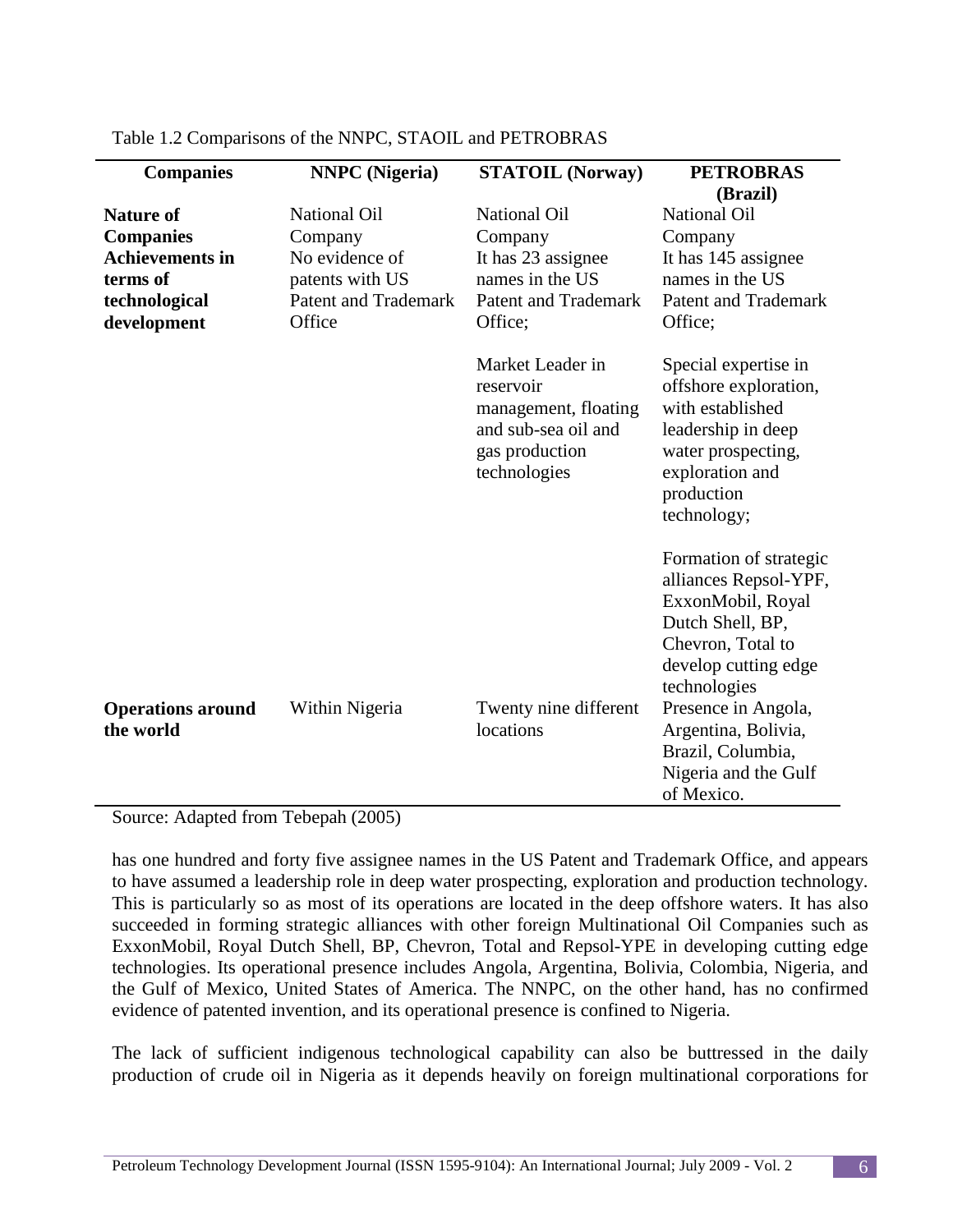Table 1.2 Comparisons of the NNPC, STAOIL and PETROBRAS

| Companies | NNPC (Nigeria) | STATOIL (Norway) | PETROBRAS (Brazil) |
|---|---|---|---|
| **Nature of Companies** | National Oil Company | National Oil Company | National Oil Company |
| **Achievements in terms of technological development** | No evidence of patents with US Patent and Trademark Office | It has 23 assignee names in the US Patent and Trademark Office;<br><br>Market Leader in reservoir management, floating and sub-sea oil and gas production technologies | It has 145 assignee names in the US Patent and Trademark Office;<br><br>Special expertise in offshore exploration, with established leadership in deep water prospecting, exploration and production technology;<br><br>Formation of strategic alliances Repsol-YPF, ExxonMobil, Royal Dutch Shell, BP, Chevron, Total to develop cutting edge technologies |
| **Operations around the world** | Within Nigeria | Twenty nine different locations | Presence in Angola, Argentina, Bolivia, Brazil, Columbia, Nigeria and the Gulf of Mexico. |

Source: Adapted from Tebepah (2005)

has one hundred and forty five assignee names in the US Patent and Trademark Office, and appears to have assumed a leadership role in deep water prospecting, exploration and production technology. This is particularly so as most of its operations are located in the deep offshore waters. It has also succeeded in forming strategic alliances with other foreign Multinational Oil Companies such as ExxonMobil, Royal Dutch Shell, BP, Chevron, Total and Repsol-YPE in developing cutting edge technologies. Its operational presence includes Angola, Argentina, Bolivia, Colombia, Nigeria, and the Gulf of Mexico, United States of America. The NNPC, on the other hand, has no confirmed evidence of patented invention, and its operational presence is confined to Nigeria.

The lack of sufficient indigenous technological capability can also be buttressed in the daily production of crude oil in Nigeria as it depends heavily on foreign multinational corporations for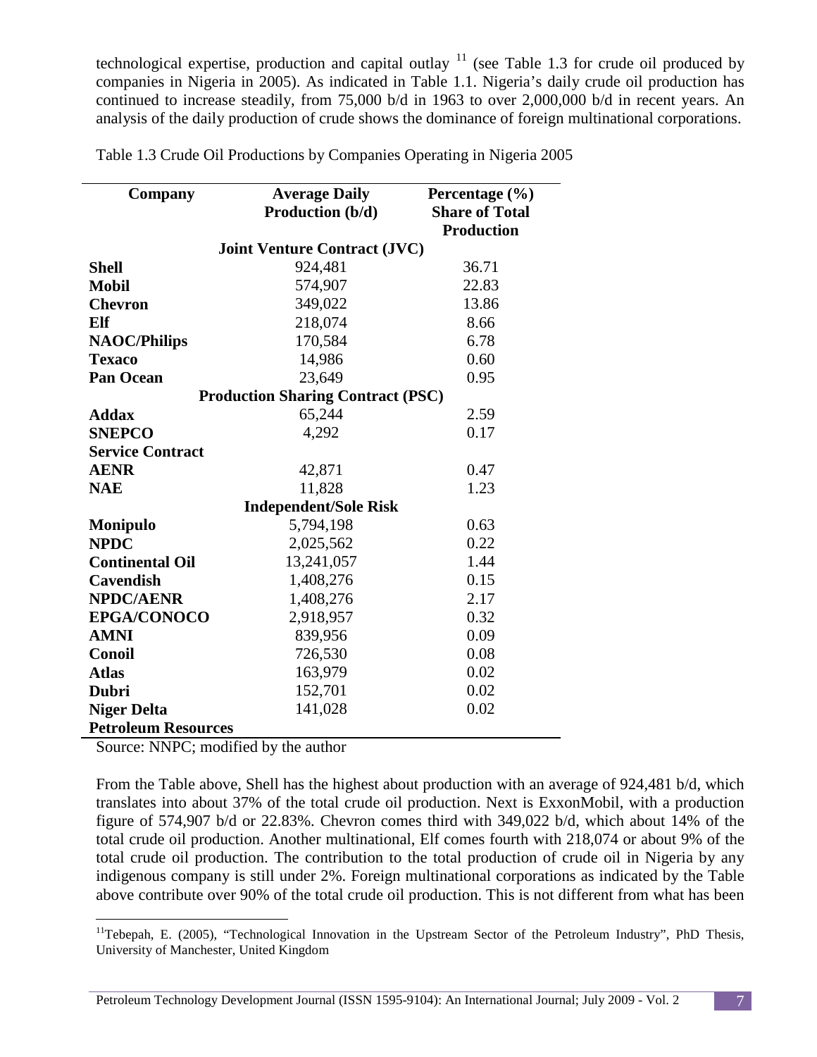technological expertise, production and capital outlay [11] (see Table 1.3 for crude oil produced by companies in Nigeria in 2005). As indicated in Table 1.1. Nigeria's daily crude oil production has continued to increase steadily, from 75,000 b/d in 1963 to over 2,000,000 b/d in recent years. An analysis of the daily production of crude shows the dominance of foreign multinational corporations.

Table 1.3 Crude Oil Productions by Companies Operating in Nigeria 2005

| Company | Average Daily Production (b/d) | Percentage (%) Share of Total Production |
|---|---|---|
| | **Joint Venture Contract (JVC)** | |
| **Shell** | 924,481 | 36.71 |
| **Mobil** | 574,907 | 22.83 |
| **Chevron** | 349,022 | 13.86 |
| **Elf** | 218,074 | 8.66 |
| **NAOC/Philips** | 170,584 | 6.78 |
| **Texaco** | 14,986 | 0.60 |
| **Pan Ocean** | 23,649 | 0.95 |
| | **Production Sharing Contract (PSC)** | |
| **Addax** | 65,244 | 2.59 |
| **SNEPCO** | 4,292 | 0.17 |
| **Service Contract** | | |
| **AENR** | 42,871 | 0.47 |
| **NAE** | 11,828 | 1.23 |
| | **Independent/Sole Risk** | |
| **Monipulo** | 5,794,198 | 0.63 |
| **NPDC** | 2,025,562 | 0.22 |
| **Continental Oil** | 13,241,057 | 1.44 |
| **Cavendish** | 1,408,276 | 0.15 |
| **NPDC/AENR** | 1,408,276 | 2.17 |
| **EPGA/CONOCO** | 2,918,957 | 0.32 |
| **AMNI** | 839,956 | 0.09 |
| **Conoil** | 726,530 | 0.08 |
| **Atlas** | 163,979 | 0.02 |
| **Dubri** | 152,701 | 0.02 |
| **Niger Delta Petroleum Resources** | 141,028 | 0.02 |

Source: NNPC; modified by the author

From the Table above, Shell has the highest about production with an average of 924,481 b/d, which translates into about 37% of the total crude oil production. Next is ExxonMobil, with a production figure of 574,907 b/d or 22.83%. Chevron comes third with 349,022 b/d, which about 14% of the total crude oil production. Another multinational, Elf comes fourth with 218,074 or about 9% of the total crude oil production. The contribution to the total production of crude oil in Nigeria by any indigenous company is still under 2%. Foreign multinational corporations as indicated by the Table above contribute over 90% of the total crude oil production. This is not different from what has been

[11] Tebepah, E. (2005), "Technological Innovation in the Upstream Sector of the Petroleum Industry", PhD Thesis, University of Manchester, United Kingdom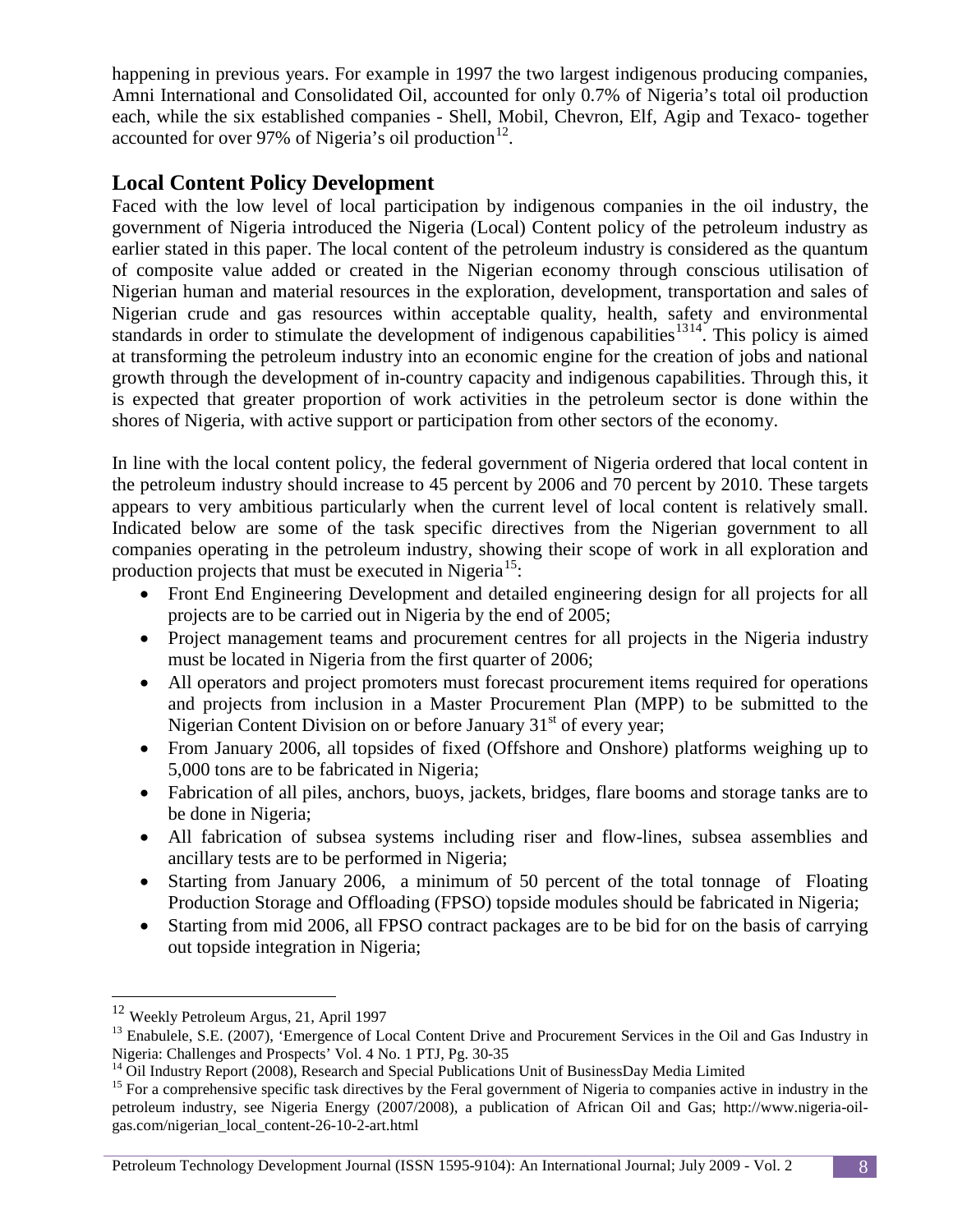happening in previous years. For example in 1997 the two largest indigenous producing companies, Amni International and Consolidated Oil, accounted for only 0.7% of Nigeria's total oil production each, while the six established companies - Shell, Mobil, Chevron, Elf, Agip and Texaco- together accounted for over 97% of Nigeria's oil production[12].

## Local Content Policy Development

Faced with the low level of local participation by indigenous companies in the oil industry, the government of Nigeria introduced the Nigeria (Local) Content policy of the petroleum industry as earlier stated in this paper. The local content of the petroleum industry is considered as the quantum of composite value added or created in the Nigerian economy through conscious utilisation of Nigerian human and material resources in the exploration, development, transportation and sales of Nigerian crude and gas resources within acceptable quality, health, safety and environmental standards in order to stimulate the development of indigenous capabilities[13][14]. This policy is aimed at transforming the petroleum industry into an economic engine for the creation of jobs and national growth through the development of in-country capacity and indigenous capabilities. Through this, it is expected that greater proportion of work activities in the petroleum sector is done within the shores of Nigeria, with active support or participation from other sectors of the economy.

In line with the local content policy, the federal government of Nigeria ordered that local content in the petroleum industry should increase to 45 percent by 2006 and 70 percent by 2010. These targets appears to very ambitious particularly when the current level of local content is relatively small. Indicated below are some of the task specific directives from the Nigerian government to all companies operating in the petroleum industry, showing their scope of work in all exploration and production projects that must be executed in Nigeria[15]:

- Front End Engineering Development and detailed engineering design for all projects for all projects are to be carried out in Nigeria by the end of 2005;
- Project management teams and procurement centres for all projects in the Nigeria industry must be located in Nigeria from the first quarter of 2006;
- All operators and project promoters must forecast procurement items required for operations and projects from inclusion in a Master Procurement Plan (MPP) to be submitted to the Nigerian Content Division on or before January 31st of every year;
- From January 2006, all topsides of fixed (Offshore and Onshore) platforms weighing up to 5,000 tons are to be fabricated in Nigeria;
- Fabrication of all piles, anchors, buoys, jackets, bridges, flare booms and storage tanks are to be done in Nigeria;
- All fabrication of subsea systems including riser and flow-lines, subsea assemblies and ancillary tests are to be performed in Nigeria;
- Starting from January 2006, a minimum of 50 percent of the total tonnage of Floating Production Storage and Offloading (FPSO) topside modules should be fabricated in Nigeria;
- Starting from mid 2006, all FPSO contract packages are to be bid for on the basis of carrying out topside integration in Nigeria;

---

[12] Weekly Petroleum Argus, 21, April 1997

[13] Enabulele, S.E. (2007), 'Emergence of Local Content Drive and Procurement Services in the Oil and Gas Industry in Nigeria: Challenges and Prospects' Vol. 4 No. 1 PTJ, Pg. 30-35

[14] Oil Industry Report (2008), Research and Special Publications Unit of BusinessDay Media Limited

[15] For a comprehensive specific task directives by the Feral government of Nigeria to companies active in industry in the petroleum industry, see Nigeria Energy (2007/2008), a publication of African Oil and Gas; http://www.nigeria-oil-gas.com/nigerian_local_content-26-10-2-art.html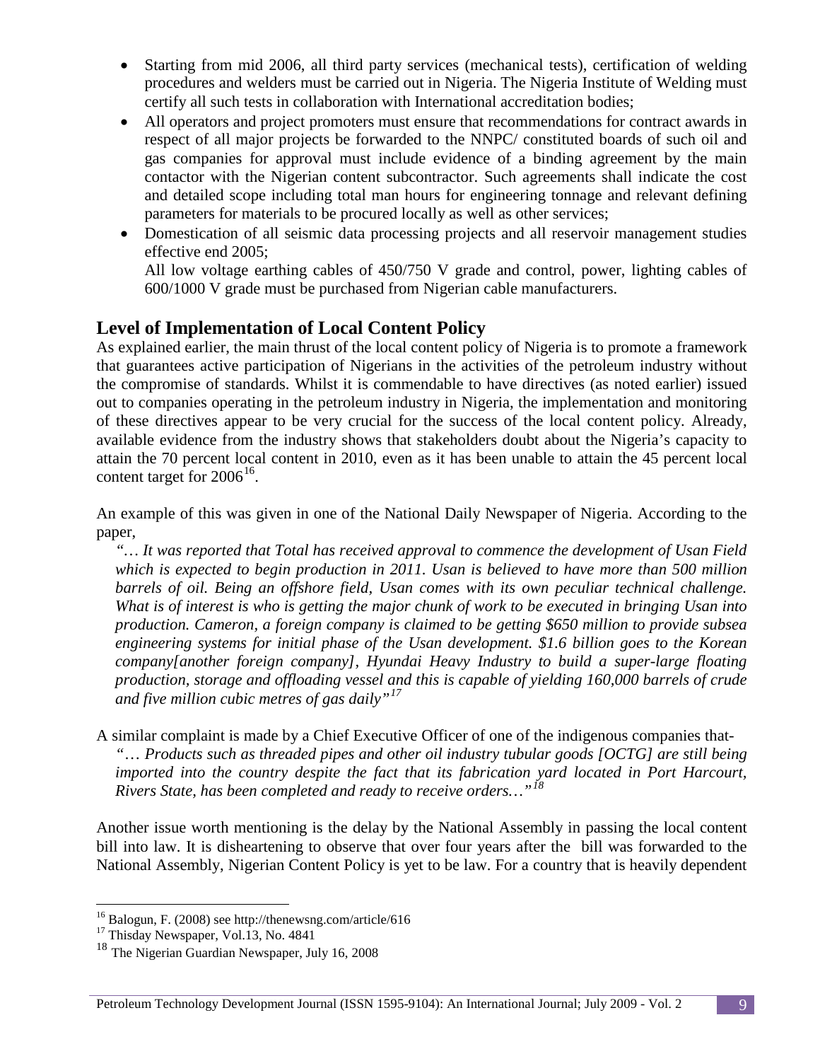- Starting from mid 2006, all third party services (mechanical tests), certification of welding procedures and welders must be carried out in Nigeria. The Nigeria Institute of Welding must certify all such tests in collaboration with International accreditation bodies;
- All operators and project promoters must ensure that recommendations for contract awards in respect of all major projects be forwarded to the NNPC/ constituted boards of such oil and gas companies for approval must include evidence of a binding agreement by the main contactor with the Nigerian content subcontractor. Such agreements shall indicate the cost and detailed scope including total man hours for engineering tonnage and relevant defining parameters for materials to be procured locally as well as other services;
- Domestication of all seismic data processing projects and all reservoir management studies effective end 2005;

  All low voltage earthing cables of 450/750 V grade and control, power, lighting cables of 600/1000 V grade must be purchased from Nigerian cable manufacturers.

## Level of Implementation of Local Content Policy

As explained earlier, the main thrust of the local content policy of Nigeria is to promote a framework that guarantees active participation of Nigerians in the activities of the petroleum industry without the compromise of standards. Whilst it is commendable to have directives (as noted earlier) issued out to companies operating in the petroleum industry in Nigeria, the implementation and monitoring of these directives appear to be very crucial for the success of the local content policy. Already, available evidence from the industry shows that stakeholders doubt about the Nigeria's capacity to attain the 70 percent local content in 2010, even as it has been unable to attain the 45 percent local content target for 2006[16].

An example of this was given in one of the National Daily Newspaper of Nigeria. According to the paper,

> *"… It was reported that Total has received approval to commence the development of Usan Field which is expected to begin production in 2011. Usan is believed to have more than 500 million barrels of oil. Being an offshore field, Usan comes with its own peculiar technical challenge. What is of interest is who is getting the major chunk of work to be executed in bringing Usan into production. Cameron, a foreign company is claimed to be getting $650 million to provide subsea engineering systems for initial phase of the Usan development. $1.6 billion goes to the Korean company[another foreign company], Hyundai Heavy Industry to build a super-large floating production, storage and offloading vessel and this is capable of yielding 160,000 barrels of crude and five million cubic metres of gas daily"*[17]

A similar complaint is made by a Chief Executive Officer of one of the indigenous companies that-

> *"… Products such as threaded pipes and other oil industry tubular goods [OCTG] are still being imported into the country despite the fact that its fabrication yard located in Port Harcourt, Rivers State, has been completed and ready to receive orders…"*[18]

Another issue worth mentioning is the delay by the National Assembly in passing the local content bill into law. It is disheartening to observe that over four years after the bill was forwarded to the National Assembly, Nigerian Content Policy is yet to be law. For a country that is heavily dependent

---

[16] Balogun, F. (2008) see http://thenewsng.com/article/616

[17] Thisday Newspaper, Vol.13, No. 4841

[18] The Nigerian Guardian Newspaper, July 16, 2008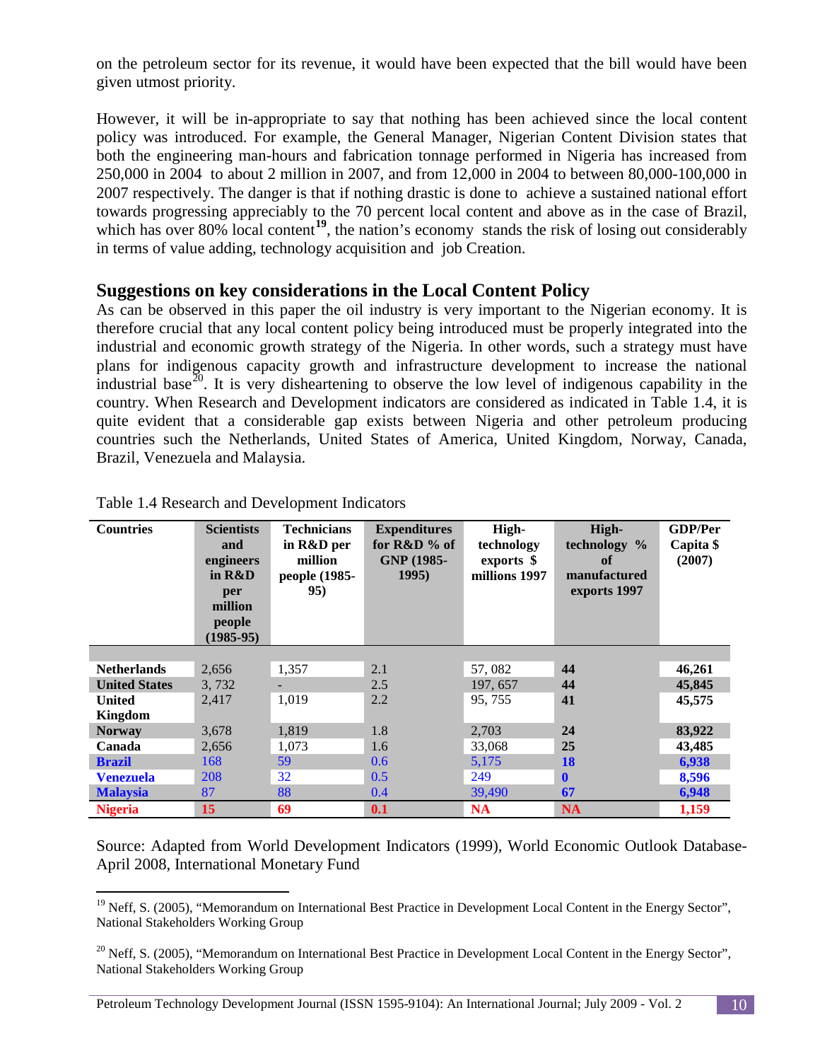on the petroleum sector for its revenue, it would have been expected that the bill would have been given utmost priority.

However, it will be in-appropriate to say that nothing has been achieved since the local content policy was introduced. For example, the General Manager, Nigerian Content Division states that both the engineering man-hours and fabrication tonnage performed in Nigeria has increased from 250,000 in 2004 to about 2 million in 2007, and from 12,000 in 2004 to between 80,000-100,000 in 2007 respectively. The danger is that if nothing drastic is done to achieve a sustained national effort towards progressing appreciably to the 70 percent local content and above as in the case of Brazil, which has over 80% local content[19], the nation's economy stands the risk of losing out considerably in terms of value adding, technology acquisition and job Creation.

## Suggestions on key considerations in the Local Content Policy

As can be observed in this paper the oil industry is very important to the Nigerian economy. It is therefore crucial that any local content policy being introduced must be properly integrated into the industrial and economic growth strategy of the Nigeria. In other words, such a strategy must have plans for indigenous capacity growth and infrastructure development to increase the national industrial base[20]. It is very disheartening to observe the low level of indigenous capability in the country. When Research and Development indicators are considered as indicated in Table 1.4, it is quite evident that a considerable gap exists between Nigeria and other petroleum producing countries such the Netherlands, United States of America, United Kingdom, Norway, Canada, Brazil, Venezuela and Malaysia.

Table 1.4 Research and Development Indicators

| Countries | Scientists and engineers in R&D per million people (1985-95) | Technicians in R&D per million people (1985-95) | Expenditures for R&D % of GNP (1985-1995) | High-technology exports $ millions 1997 | High-technology % of manufactured exports 1997 | GDP/Per Capita $ (2007) |
|---|---|---|---|---|---|---|
| **Netherlands** | 2,656 | 1,357 | 2.1 | 57, 082 | **44** | **46,261** |
| **United States** | 3, 732 | - | 2.5 | 197, 657 | **44** | **45,845** |
| **United Kingdom** | 2,417 | 1,019 | 2.2 | 95, 755 | **41** | **45,575** |
| **Norway** | 3,678 | 1,819 | 1.8 | 2,703 | **24** | **83,922** |
| **Canada** | 2,656 | 1,073 | 1.6 | 33,068 | **25** | **43,485** |
| **Brazil** | 168 | 59 | 0.6 | 5,175 | **18** | **6,938** |
| **Venezuela** | 208 | 32 | 0.5 | 249 | **0** | **8,596** |
| **Malaysia** | 87 | 88 | 0.4 | 39,490 | **67** | **6,948** |
| **Nigeria** | **15** | **69** | **0.1** | **NA** | **NA** | **1,159** |

Source: Adapted from World Development Indicators (1999), World Economic Outlook Database-April 2008, International Monetary Fund

---

[19] Neff, S. (2005), "Memorandum on International Best Practice in Development Local Content in the Energy Sector", National Stakeholders Working Group

[20] Neff, S. (2005), "Memorandum on International Best Practice in Development Local Content in the Energy Sector", National Stakeholders Working Group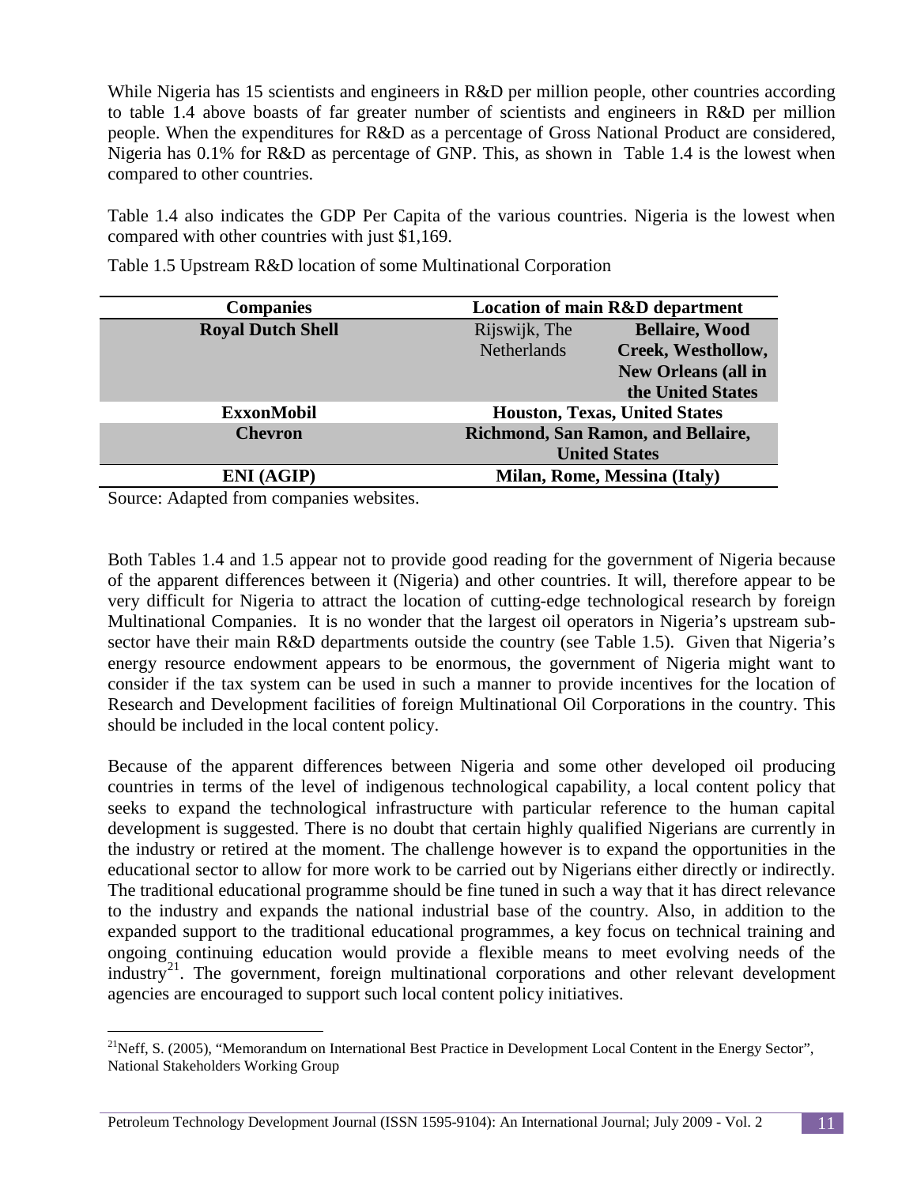While Nigeria has 15 scientists and engineers in R&D per million people, other countries according to table 1.4 above boasts of far greater number of scientists and engineers in R&D per million people. When the expenditures for R&D as a percentage of Gross National Product are considered, Nigeria has 0.1% for R&D as percentage of GNP. This, as shown in Table 1.4 is the lowest when compared to other countries.

Table 1.4 also indicates the GDP Per Capita of the various countries. Nigeria is the lowest when compared with other countries with just $1,169.

Table 1.5 Upstream R&D location of some Multinational Corporation

| Companies | Location of main R&D department | |
|---|---|---|
| **Royal Dutch Shell** | Rijswijk, The Netherlands | **Bellaire, Wood Creek, Westhollow, New Orleans (all in the United States** |
| **ExxonMobil** | **Houston, Texas, United States** | |
| **Chevron** | **Richmond, San Ramon, and Bellaire, United States** | |
| **ENI (AGIP)** | **Milan, Rome, Messina (Italy)** | |

Source: Adapted from companies websites.

Both Tables 1.4 and 1.5 appear not to provide good reading for the government of Nigeria because of the apparent differences between it (Nigeria) and other countries. It will, therefore appear to be very difficult for Nigeria to attract the location of cutting-edge technological research by foreign Multinational Companies. It is no wonder that the largest oil operators in Nigeria's upstream sub-sector have their main R&D departments outside the country (see Table 1.5). Given that Nigeria's energy resource endowment appears to be enormous, the government of Nigeria might want to consider if the tax system can be used in such a manner to provide incentives for the location of Research and Development facilities of foreign Multinational Oil Corporations in the country. This should be included in the local content policy.

Because of the apparent differences between Nigeria and some other developed oil producing countries in terms of the level of indigenous technological capability, a local content policy that seeks to expand the technological infrastructure with particular reference to the human capital development is suggested. There is no doubt that certain highly qualified Nigerians are currently in the industry or retired at the moment. The challenge however is to expand the opportunities in the educational sector to allow for more work to be carried out by Nigerians either directly or indirectly. The traditional educational programme should be fine tuned in such a way that it has direct relevance to the industry and expands the national industrial base of the country. Also, in addition to the expanded support to the traditional educational programmes, a key focus on technical training and ongoing continuing education would provide a flexible means to meet evolving needs of the industry[21]. The government, foreign multinational corporations and other relevant development agencies are encouraged to support such local content policy initiatives.

---

[21] Neff, S. (2005), "Memorandum on International Best Practice in Development Local Content in the Energy Sector", National Stakeholders Working Group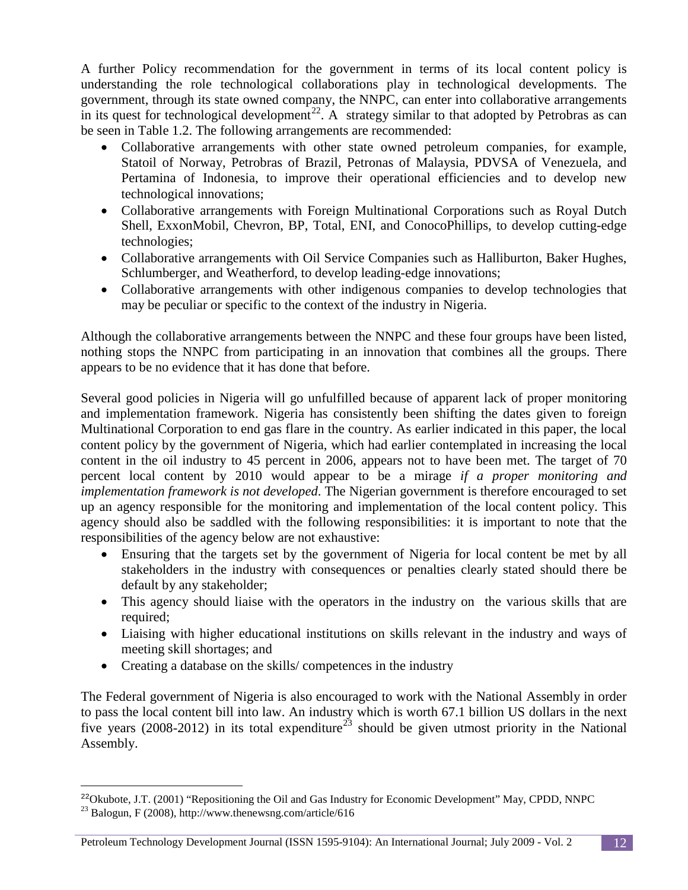A further Policy recommendation for the government in terms of its local content policy is understanding the role technological collaborations play in technological developments. The government, through its state owned company, the NNPC, can enter into collaborative arrangements in its quest for technological development[22]. A strategy similar to that adopted by Petrobras as can be seen in Table 1.2. The following arrangements are recommended:

- Collaborative arrangements with other state owned petroleum companies, for example, Statoil of Norway, Petrobras of Brazil, Petronas of Malaysia, PDVSA of Venezuela, and Pertamina of Indonesia, to improve their operational efficiencies and to develop new technological innovations;
- Collaborative arrangements with Foreign Multinational Corporations such as Royal Dutch Shell, ExxonMobil, Chevron, BP, Total, ENI, and ConocoPhillips, to develop cutting-edge technologies;
- Collaborative arrangements with Oil Service Companies such as Halliburton, Baker Hughes, Schlumberger, and Weatherford, to develop leading-edge innovations;
- Collaborative arrangements with other indigenous companies to develop technologies that may be peculiar or specific to the context of the industry in Nigeria.

Although the collaborative arrangements between the NNPC and these four groups have been listed, nothing stops the NNPC from participating in an innovation that combines all the groups. There appears to be no evidence that it has done that before.

Several good policies in Nigeria will go unfulfilled because of apparent lack of proper monitoring and implementation framework. Nigeria has consistently been shifting the dates given to foreign Multinational Corporation to end gas flare in the country. As earlier indicated in this paper, the local content policy by the government of Nigeria, which had earlier contemplated in increasing the local content in the oil industry to 45 percent in 2006, appears not to have been met. The target of 70 percent local content by 2010 would appear to be a mirage *if a proper monitoring and implementation framework is not developed*. The Nigerian government is therefore encouraged to set up an agency responsible for the monitoring and implementation of the local content policy. This agency should also be saddled with the following responsibilities: it is important to note that the responsibilities of the agency below are not exhaustive:

- Ensuring that the targets set by the government of Nigeria for local content be met by all stakeholders in the industry with consequences or penalties clearly stated should there be default by any stakeholder;
- This agency should liaise with the operators in the industry on the various skills that are required;
- Liaising with higher educational institutions on skills relevant in the industry and ways of meeting skill shortages; and
- Creating a database on the skills/ competences in the industry

The Federal government of Nigeria is also encouraged to work with the National Assembly in order to pass the local content bill into law. An industry which is worth 67.1 billion US dollars in the next five years (2008-2012) in its total expenditure[23] should be given utmost priority in the National Assembly.

---

[22] Okubote, J.T. (2001) "Repositioning the Oil and Gas Industry for Economic Development" May, CPDD, NNPC

[23] Balogun, F (2008), http://www.thenewsng.com/article/616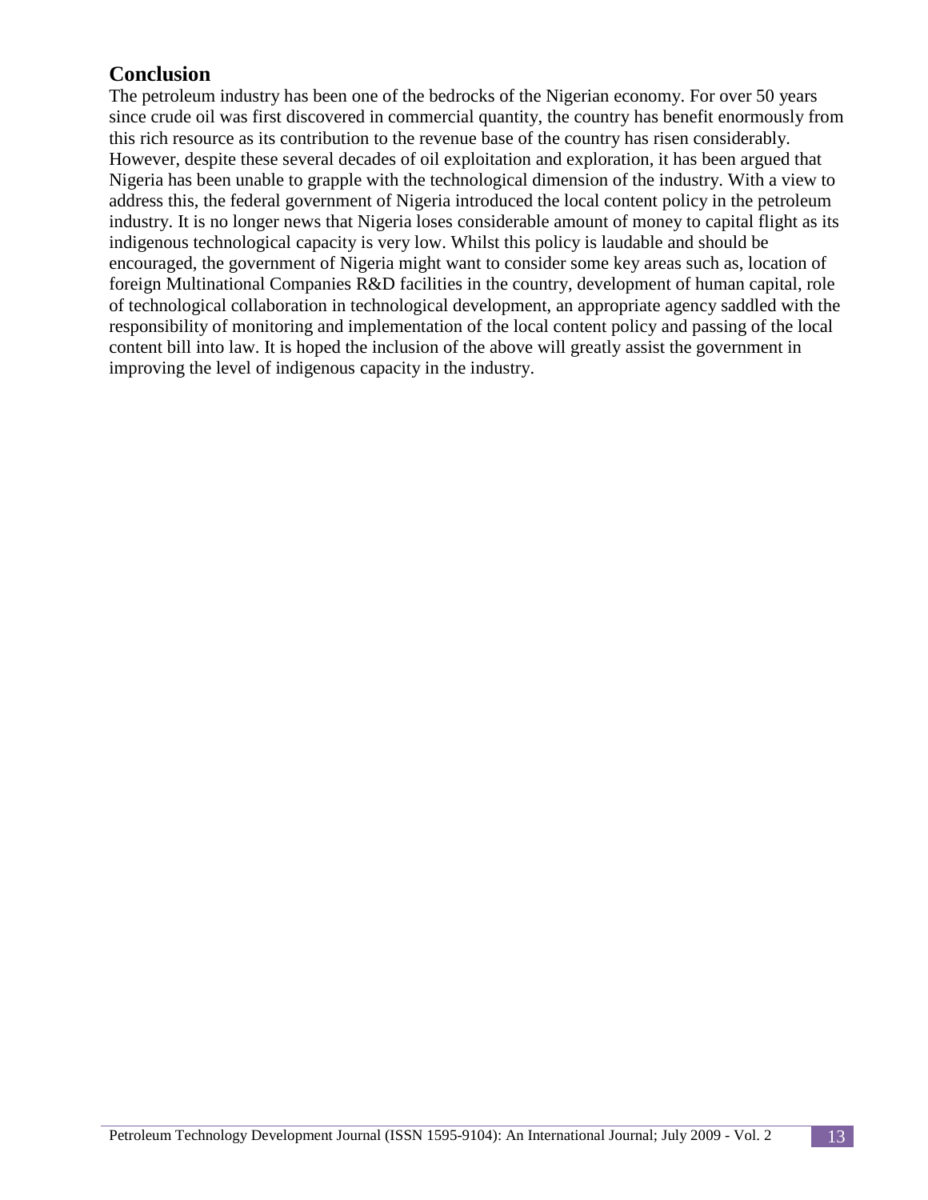## Conclusion

The petroleum industry has been one of the bedrocks of the Nigerian economy. For over 50 years since crude oil was first discovered in commercial quantity, the country has benefit enormously from this rich resource as its contribution to the revenue base of the country has risen considerably. However, despite these several decades of oil exploitation and exploration, it has been argued that Nigeria has been unable to grapple with the technological dimension of the industry. With a view to address this, the federal government of Nigeria introduced the local content policy in the petroleum industry. It is no longer news that Nigeria loses considerable amount of money to capital flight as its indigenous technological capacity is very low. Whilst this policy is laudable and should be encouraged, the government of Nigeria might want to consider some key areas such as, location of foreign Multinational Companies R&D facilities in the country, development of human capital, role of technological collaboration in technological development, an appropriate agency saddled with the responsibility of monitoring and implementation of the local content policy and passing of the local content bill into law. It is hoped the inclusion of the above will greatly assist the government in improving the level of indigenous capacity in the industry.